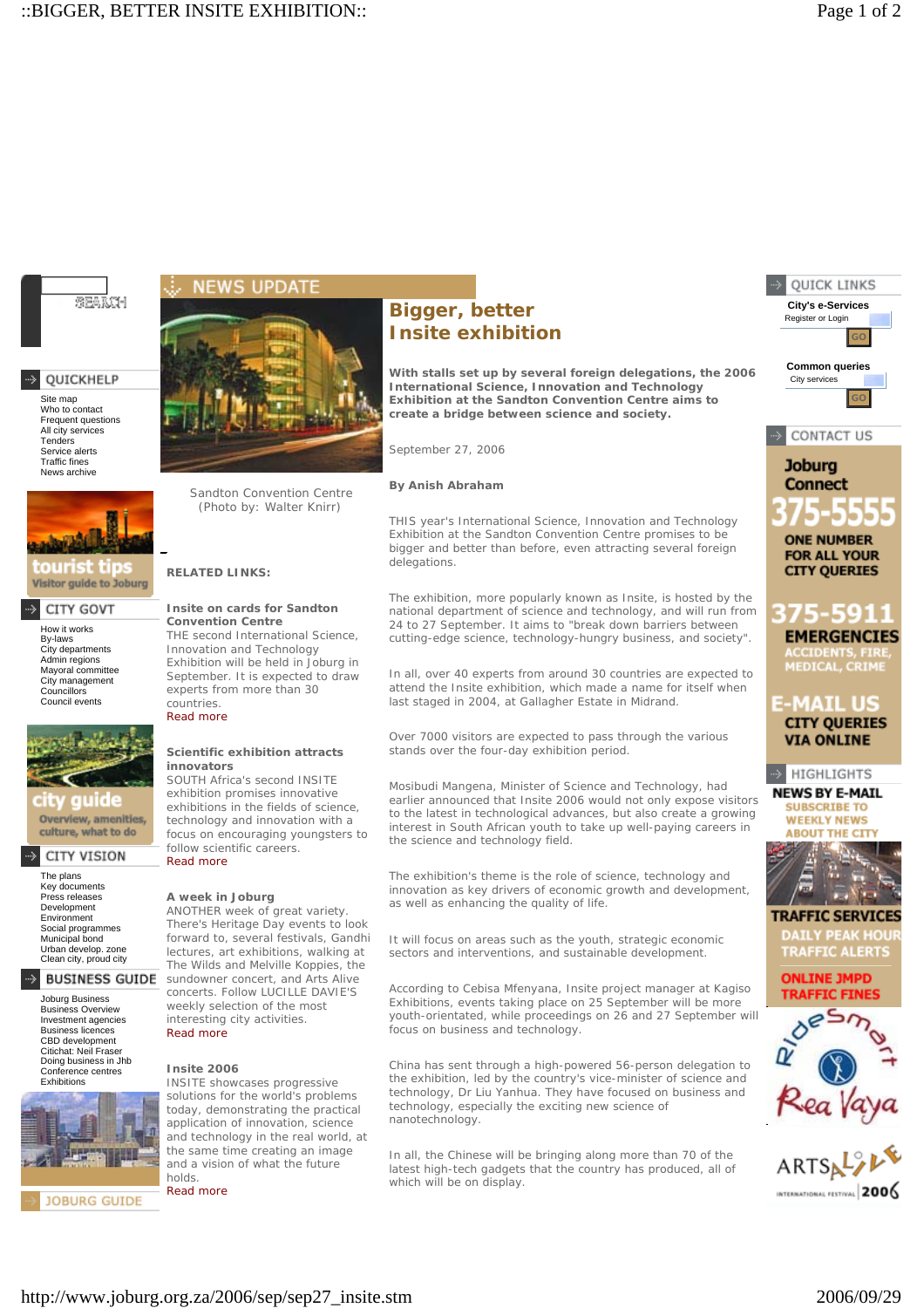SEARCH

QUICKHELP

- Site map
- Who to contact
- Frequent questions
- All city services
- Tenders
- Service alerts
- Traffic fines
- News archive

tourist tips
Visitor guide to Joburg

CITY GOVT

- How it works
- By-laws
- City departments
- Admin regions
- Mayoral committee
- City management
- Councillors
- Council events

city guide
Overview, amenities, culture, what to do

CITY VISION

- The plans
- Key documents
- Press releases
- Development
- Environment
- Social programmes
- Municipal bond
- Urban develop. zone
- Clean city, proud city

BUSINESS GUIDE

- Joburg Business
- Business Overview
- Investment agencies
- Business licences
- CBD development
- Citichat: Neil Fraser
- Doing business in Jhb
- Conference centres
- Exhibitions

JOBURG GUIDE

NEWS UPDATE

Sandton Convention Centre
(Photo by: Walter Knirr)

# Bigger, better Insite exhibition

**With stalls set up by several foreign delegations, the 2006 International Science, Innovation and Technology Exhibition at the Sandton Convention Centre aims to create a bridge between science and society.**

September 27, 2006

**By Anish Abraham**

THIS year's International Science, Innovation and Technology Exhibition at the Sandton Convention Centre promises to be bigger and better than before, even attracting several foreign delegations.

The exhibition, more popularly known as Insite, is hosted by the national department of science and technology, and will run from 24 to 27 September. It aims to "break down barriers between cutting-edge science, technology-hungry business, and society".

In all, over 40 experts from around 30 countries are expected to attend the Insite exhibition, which made a name for itself when last staged in 2004, at Gallagher Estate in Midrand.

Over 7000 visitors are expected to pass through the various stands over the four-day exhibition period.

Mosibudi Mangena, Minister of Science and Technology, had earlier announced that Insite 2006 would not only expose visitors to the latest in technological advances, but also create a growing interest in South African youth to take up well-paying careers in the science and technology field.

The exhibition's theme is the role of science, technology and innovation as key drivers of economic growth and development, as well as enhancing the quality of life.

It will focus on areas such as the youth, strategic economic sectors and interventions, and sustainable development.

According to Cebisa Mfenyana, Insite project manager at Kagiso Exhibitions, events taking place on 25 September will be more youth-orientated, while proceedings on 26 and 27 September will focus on business and technology.

China has sent through a high-powered 56-person delegation to the exhibition, led by the country's vice-minister of science and technology, Dr Liu Yanhua. They have focused on business and technology, especially the exciting new science of nanotechnology.

In all, the Chinese will be bringing along more than 70 of the latest high-tech gadgets that the country has produced, all of which will be on display.

**RELATED LINKS:**

**Insite on cards for Sandton Convention Centre**
THE second International Science, Innovation and Technology Exhibition will be held in Joburg in September. It is expected to draw experts from more than 30 countries.
Read more

**Scientific exhibition attracts innovators**
SOUTH Africa's second INSITE exhibition promises innovative exhibitions in the fields of science, technology and innovation with a focus on encouraging youngsters to follow scientific careers.
Read more

**A week in Joburg**
ANOTHER week of great variety. There's Heritage Day events to look forward to, several festivals, Gandhi lectures, art exhibitions, walking at The Wilds and Melville Koppies, the sundowner concert, and Arts Alive concerts. Follow LUCILLE DAVIE'S weekly selection of the most interesting city activities.
Read more

**Insite 2006**
INSITE showcases progressive solutions for the world's problems today, demonstrating the practical application of innovation, science and technology in the real world, at the same time creating an image and a vision of what the future holds.
Read more

QUICK LINKS

City's e-Services
Register or Login
GO

Common queries
City services
GO

CONTACT US

Joburg Connect
375-5555
ONE NUMBER FOR ALL YOUR CITY QUERIES

375-5911
EMERGENCIES
ACCIDENTS, FIRE, MEDICAL, CRIME

E-MAIL US
CITY QUERIES VIA ONLINE

HIGHLIGHTS

NEWS BY E-MAIL
SUBSCRIBE TO WEEKLY NEWS ABOUT THE CITY

TRAFFIC SERVICES
DAILY PEAK HOUR TRAFFIC ALERTS
ONLINE JMPD TRAFFIC FINES

RideSmart
Rea Vaya

ARTS ALIVE
INTERNATIONAL FESTIVAL 2006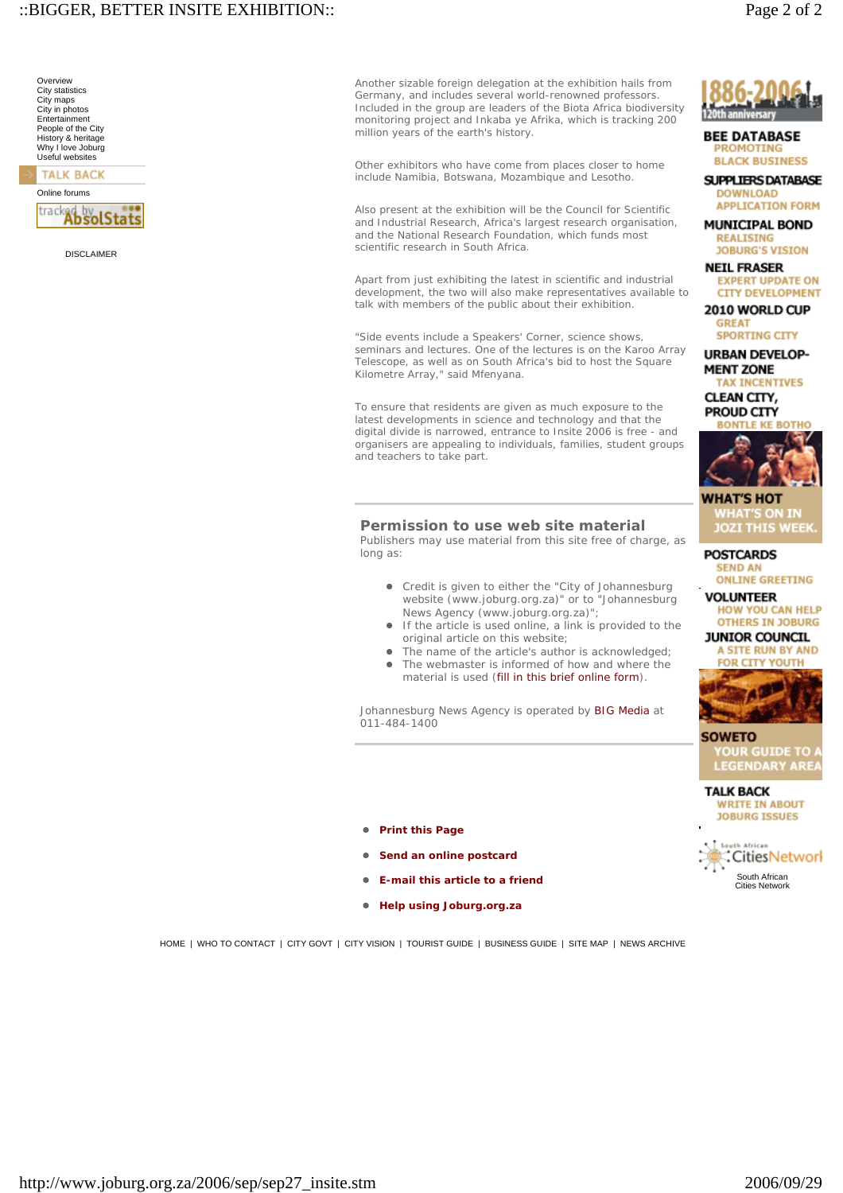- Overview
- City statistics
- City maps
- City in photos
- Entertainment
- People of the City
- History & heritage
- Why I love Joburg
- Useful websites

TALK BACK

Online forums

DISCLAIMER

Another sizable foreign delegation at the exhibition hails from Germany, and includes several world-renowned professors. Included in the group are leaders of the Biota Africa biodiversity monitoring project and Inkaba ye Afrika, which is tracking 200 million years of the earth's history.

Other exhibitors who have come from places closer to home include Namibia, Botswana, Mozambique and Lesotho.

Also present at the exhibition will be the Council for Scientific and Industrial Research, Africa's largest research organisation, and the National Research Foundation, which funds most scientific research in South Africa.

Apart from just exhibiting the latest in scientific and industrial development, the two will also make representatives available to talk with members of the public about their exhibition.

"Side events include a Speakers' Corner, science shows, seminars and lectures. One of the lectures is on the Karoo Array Telescope, as well as on South Africa's bid to host the Square Kilometre Array," said Mfenyana.

To ensure that residents are given as much exposure to the latest developments in science and technology and that the digital divide is narrowed, entrance to Insite 2006 is free - and organisers are appealing to individuals, families, student groups and teachers to take part.

## Permission to use web site material

Publishers may use material from this site free of charge, as long as:

- Credit is given to either the "City of Johannesburg website (www.joburg.org.za)" or to "Johannesburg News Agency (www.joburg.org.za)";
- If the article is used online, a link is provided to the original article on this website;
- The name of the article's author is acknowledged;
- The webmaster is informed of how and where the material is used (fill in this brief online form).

Johannesburg News Agency is operated by BIG Media at 011-484-1400

- **Print this Page**
- **Send an online postcard**
- **E-mail this article to a friend**
- **Help using Joburg.org.za**

1886-2006 120th anniversary

BEE DATABASE PROMOTING BLACK BUSINESS

SUPPLIERS DATABASE DOWNLOAD APPLICATION FORM

MUNICIPAL BOND REALISING JOBURG'S VISION

NEIL FRASER EXPERT UPDATE ON CITY DEVELOPMENT

2010 WORLD CUP GREAT SPORTING CITY

URBAN DEVELOPMENT ZONE TAX INCENTIVES

CLEAN CITY, PROUD CITY BONTLE KE BOTHO

WHAT'S HOT WHAT'S ON IN JOZI THIS WEEK.

POSTCARDS SEND AN ONLINE GREETING

VOLUNTEER HOW YOU CAN HELP OTHERS IN JOBURG

JUNIOR COUNCIL A SITE RUN BY AND FOR CITY YOUTH

SOWETO YOUR GUIDE TO A LEGENDARY AREA

TALK BACK WRITE IN ABOUT JOBURG ISSUES

South African Cities Network

HOME | WHO TO CONTACT | CITY GOVT | CITY VISION | TOURIST GUIDE | BUSINESS GUIDE | SITE MAP | NEWS ARCHIVE